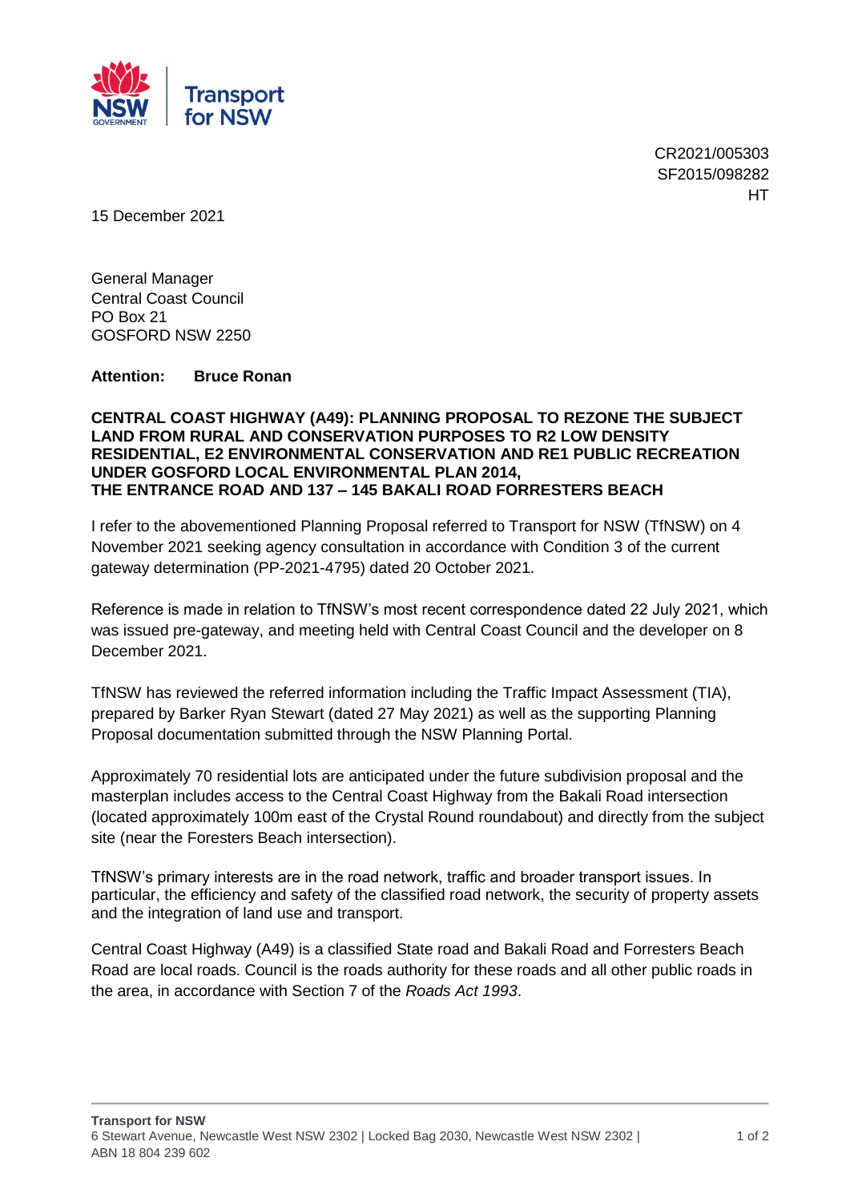CR2021/005303
SF2015/098282
HT

15 December 2021

General Manager
Central Coast Council
PO Box 21
GOSFORD NSW 2250

**Attention: Bruce Ronan**

**CENTRAL COAST HIGHWAY (A49): PLANNING PROPOSAL TO REZONE THE SUBJECT LAND FROM RURAL AND CONSERVATION PURPOSES TO R2 LOW DENSITY RESIDENTIAL, E2 ENVIRONMENTAL CONSERVATION AND RE1 PUBLIC RECREATION UNDER GOSFORD LOCAL ENVIRONMENTAL PLAN 2014, THE ENTRANCE ROAD AND 137 – 145 BAKALI ROAD FORRESTERS BEACH**

I refer to the abovementioned Planning Proposal referred to Transport for NSW (TfNSW) on 4 November 2021 seeking agency consultation in accordance with Condition 3 of the current gateway determination (PP-2021-4795) dated 20 October 2021.

Reference is made in relation to TfNSW's most recent correspondence dated 22 July 2021, which was issued pre-gateway, and meeting held with Central Coast Council and the developer on 8 December 2021.

TfNSW has reviewed the referred information including the Traffic Impact Assessment (TIA), prepared by Barker Ryan Stewart (dated 27 May 2021) as well as the supporting Planning Proposal documentation submitted through the NSW Planning Portal.

Approximately 70 residential lots are anticipated under the future subdivision proposal and the masterplan includes access to the Central Coast Highway from the Bakali Road intersection (located approximately 100m east of the Crystal Round roundabout) and directly from the subject site (near the Foresters Beach intersection).

TfNSW's primary interests are in the road network, traffic and broader transport issues. In particular, the efficiency and safety of the classified road network, the security of property assets and the integration of land use and transport.

Central Coast Highway (A49) is a classified State road and Bakali Road and Forresters Beach Road are local roads. Council is the roads authority for these roads and all other public roads in the area, in accordance with Section 7 of the *Roads Act 1993*.

**Transport for NSW**
6 Stewart Avenue, Newcastle West NSW 2302 | Locked Bag 2030, Newcastle West NSW 2302 | ABN 18 804 239 602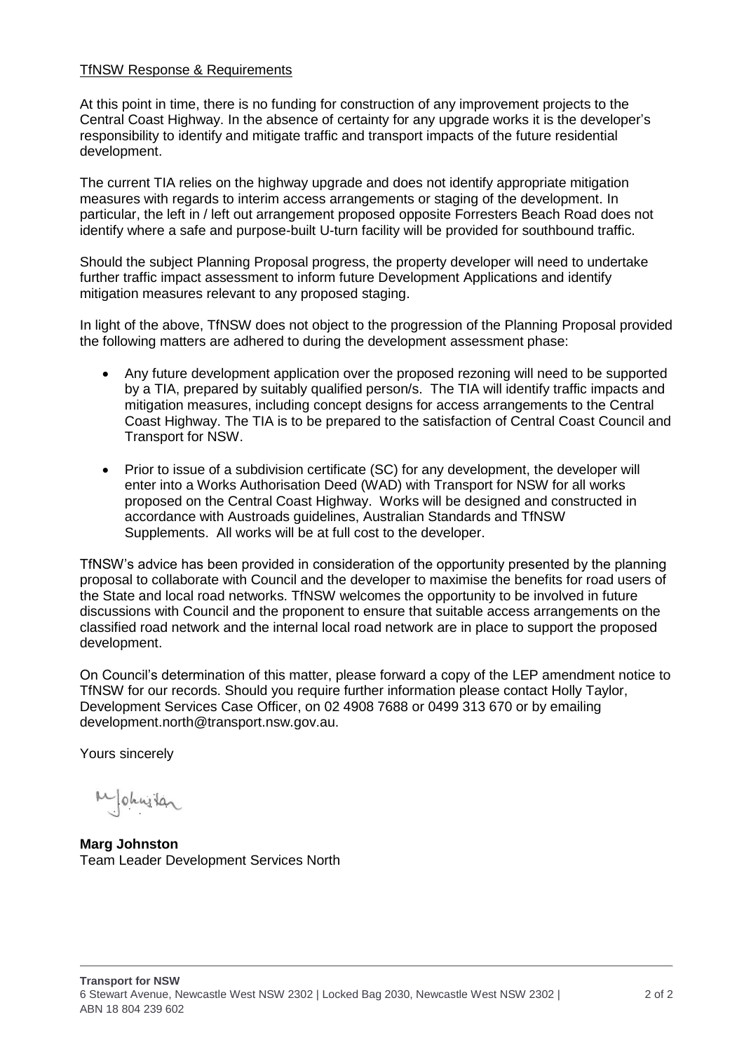TfNSW Response & Requirements

At this point in time, there is no funding for construction of any improvement projects to the Central Coast Highway. In the absence of certainty for any upgrade works it is the developer's responsibility to identify and mitigate traffic and transport impacts of the future residential development.

The current TIA relies on the highway upgrade and does not identify appropriate mitigation measures with regards to interim access arrangements or staging of the development. In particular, the left in / left out arrangement proposed opposite Forresters Beach Road does not identify where a safe and purpose-built U-turn facility will be provided for southbound traffic.

Should the subject Planning Proposal progress, the property developer will need to undertake further traffic impact assessment to inform future Development Applications and identify mitigation measures relevant to any proposed staging.

In light of the above, TfNSW does not object to the progression of the Planning Proposal provided the following matters are adhered to during the development assessment phase:

- Any future development application over the proposed rezoning will need to be supported by a TIA, prepared by suitably qualified person/s. The TIA will identify traffic impacts and mitigation measures, including concept designs for access arrangements to the Central Coast Highway. The TIA is to be prepared to the satisfaction of Central Coast Council and Transport for NSW.
- Prior to issue of a subdivision certificate (SC) for any development, the developer will enter into a Works Authorisation Deed (WAD) with Transport for NSW for all works proposed on the Central Coast Highway. Works will be designed and constructed in accordance with Austroads guidelines, Australian Standards and TfNSW Supplements. All works will be at full cost to the developer.

TfNSW's advice has been provided in consideration of the opportunity presented by the planning proposal to collaborate with Council and the developer to maximise the benefits for road users of the State and local road networks. TfNSW welcomes the opportunity to be involved in future discussions with Council and the proponent to ensure that suitable access arrangements on the classified road network and the internal local road network are in place to support the proposed development.

On Council's determination of this matter, please forward a copy of the LEP amendment notice to TfNSW for our records. Should you require further information please contact Holly Taylor, Development Services Case Officer, on 02 4908 7688 or 0499 313 670 or by emailing development.north@transport.nsw.gov.au.

Yours sincerely

M Johnston

**Marg Johnston**
Team Leader Development Services North

**Transport for NSW**
6 Stewart Avenue, Newcastle West NSW 2302 | Locked Bag 2030, Newcastle West NSW 2302 | ABN 18 804 239 602